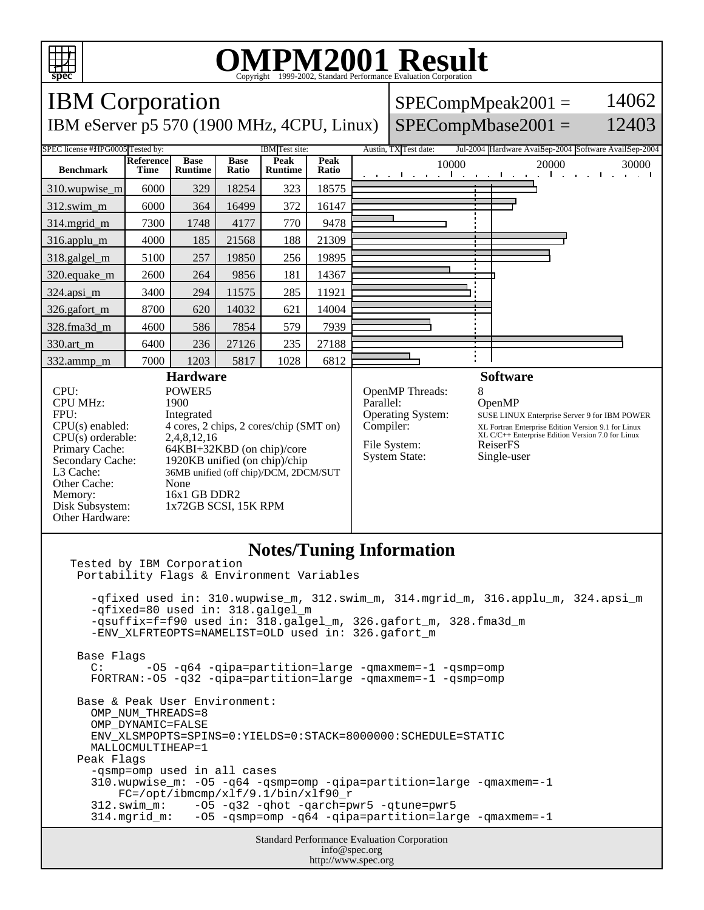# OMPM2001 Result

Copyright 1999-2002, Standard Performance Evaluation Corporation

## IBM Corporation

IBM eServer p5 570 (1900 MHz, 4CPU, Linux)

SPECompMpeak2001 = 14062

SPECompMbase2001 = 12403

SPEC license #: HPG0005 | Tested by: IBM | Test site: Austin, TX | Test date: Jul-2004 | Hardware Avail: Sep-2004 | Software Avail: Sep-2004

| Benchmark | Reference Time | Base Runtime | Base Ratio | Peak Runtime | Peak Ratio |
|---|---|---|---|---|---|
| 310.wupwise_m | 6000 | 329 | 18254 | 323 | 18575 |
| 312.swim_m | 6000 | 364 | 16499 | 372 | 16147 |
| 314.mgrid_m | 7300 | 1748 | 4177 | 770 | 9478 |
| 316.applu_m | 4000 | 185 | 21568 | 188 | 21309 |
| 318.galgel_m | 5100 | 257 | 19850 | 256 | 19895 |
| 320.equake_m | 2600 | 264 | 9856 | 181 | 14367 |
| 324.apsi_m | 3400 | 294 | 11575 | 285 | 11921 |
| 326.gafort_m | 8700 | 620 | 14032 | 621 | 14004 |
| 328.fma3d_m | 4600 | 586 | 7854 | 579 | 7939 |
| 330.art_m | 6400 | 236 | 27126 | 235 | 27188 |
| 332.ammp_m | 7000 | 1203 | 5817 | 1028 | 6812 |

### Hardware

| | |
|---|---|
| CPU: | POWER5 |
| CPU MHz: | 1900 |
| FPU: | Integrated |
| CPU(s) enabled: | 4 cores, 2 chips, 2 cores/chip (SMT on) |
| CPU(s) orderable: | 2,4,8,12,16 |
| Primary Cache: | 64KBI+32KBD (on chip)/core |
| Secondary Cache: | 1920KB unified (on chip)/chip |
| L3 Cache: | 36MB unified (off chip)/DCM, 2DCM/SUT |
| Other Cache: | None |
| Memory: | 16x1 GB DDR2 |
| Disk Subsystem: | 1x72GB SCSI, 15K RPM |
| Other Hardware: | |

### Software

| | |
|---|---|
| OpenMP Threads: | 8 |
| Parallel: | OpenMP |
| Operating System: | SUSE LINUX Enterprise Server 9 for IBM POWER |
| Compiler: | XL Fortran Enterprise Edition Version 9.1 for Linux<br>XL C/C++ Enterprise Edition Version 7.0 for Linux |
| File System: | ReiserFS |
| System State: | Single-user |

### Notes/Tuning Information

```
Tested by IBM Corporation
 Portability Flags & Environment Variables

   -qfixed used in: 310.wupwise_m, 312.swim_m, 314.mgrid_m, 316.applu_m, 324.apsi_m
   -qfixed=80 used in: 318.galgel_m
   -qsuffix=f=f90 used in: 318.galgel_m, 326.gafort_m, 328.fma3d_m
   -ENV_XLFRTEOPTS=NAMELIST=OLD used in: 326.gafort_m

 Base Flags
   C:      -O5 -q64 -qipa=partition=large -qmaxmem=-1 -qsmp=omp
   FORTRAN:-O5 -q32 -qipa=partition=large -qmaxmem=-1 -qsmp=omp

 Base & Peak User Environment:
   OMP_NUM_THREADS=8
   OMP_DYNAMIC=FALSE
   ENV_XLSMPOPTS=SPINS=0:YIELDS=0:STACK=8000000:SCHEDULE=STATIC
   MALLOCMULTIHEAP=1
 Peak Flags
   -qsmp=omp used in all cases
   310.wupwise_m: -O5 -q64 -qsmp=omp -qipa=partition=large -qmaxmem=-1
       FC=/opt/ibmcmp/xlf/9.1/bin/xlf90_r
   312.swim_m:    -O5 -q32 -qhot -qarch=pwr5 -qtune=pwr5
   314.mgrid_m:   -O5 -qsmp=omp -q64 -qipa=partition=large -qmaxmem=-1
```

Standard Performance Evaluation Corporation
info@spec.org
http://www.spec.org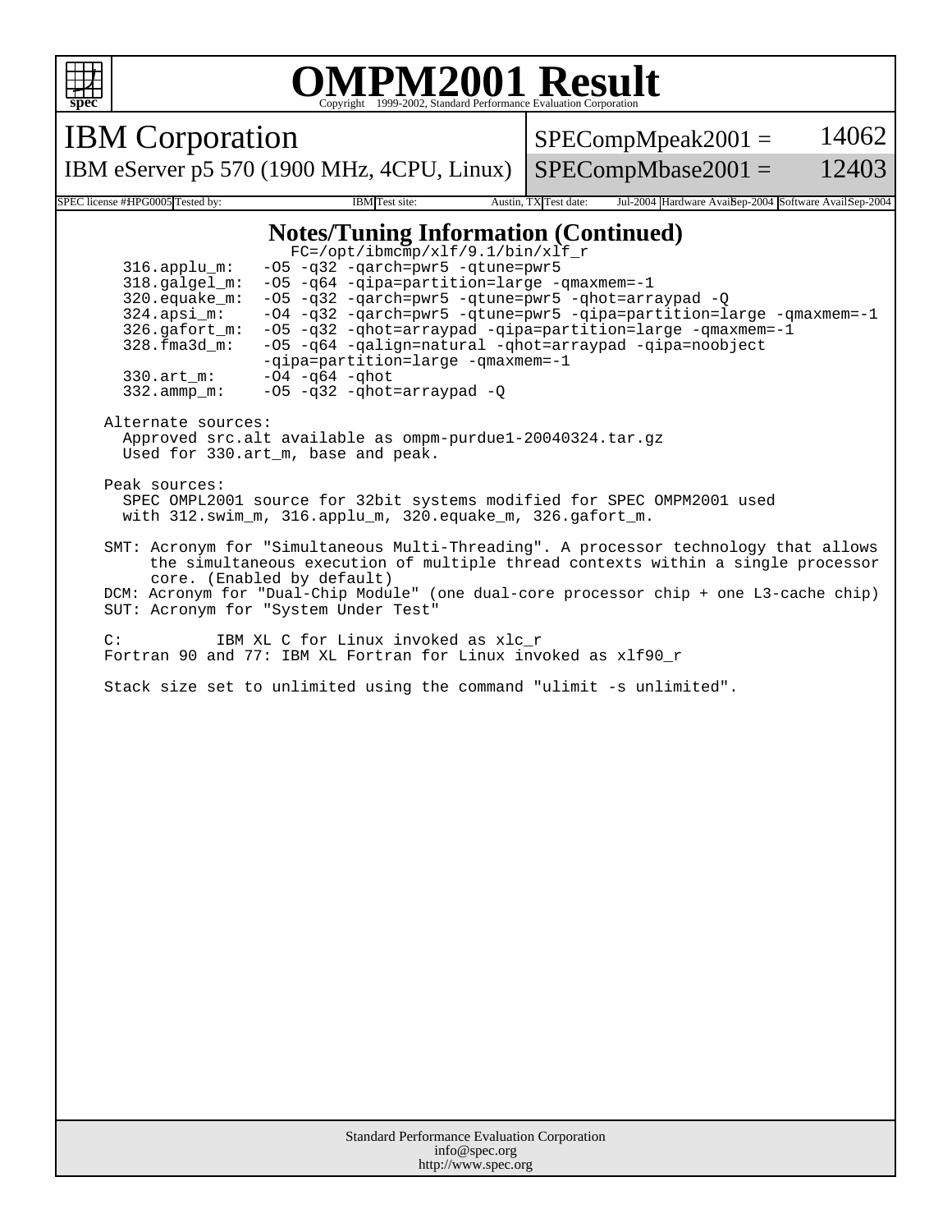# OMPM2001 Result

Copyright 1999-2002, Standard Performance Evaluation Corporation

## IBM Corporation

IBM eServer p5 570 (1900 MHz, 4CPU, Linux)

SPECompMpeak2001 = 14062

SPECompMbase2001 = 12403

| SPEC license #: | HPG0005 | Tested by: | IBM | Test site: | Austin, TX | Test date: | Jul-2004 | Hardware Avail: | Sep-2004 | Software Avail: | Sep-2004 |
|---|---|---|---|---|---|---|---|---|---|---|---|

## Notes/Tuning Information (Continued)

```
              FC=/opt/ibmcmp/xlf/9.1/bin/xlf_r
  316.applu_m:   -O5 -q32 -qarch=pwr5 -qtune=pwr5
  318.galgel_m:  -O5 -q64 -qipa=partition=large -qmaxmem=-1
  320.equake_m:  -O5 -q32 -qarch=pwr5 -qtune=pwr5 -qhot=arraypad -Q
  324.apsi_m:    -O4 -q32 -qarch=pwr5 -qtune=pwr5 -qipa=partition=large -qmaxmem=-1
  326.gafort_m:  -O5 -q32 -qhot=arraypad -qipa=partition=large -qmaxmem=-1
  328.fma3d_m:   -O5 -q64 -qalign=natural -qhot=arraypad -qipa=noobject
                 -qipa=partition=large -qmaxmem=-1
  330.art_m:     -O4 -q64 -qhot
  332.ammp_m:    -O5 -q32 -qhot=arraypad -Q

Alternate sources:
  Approved src.alt available as ompm-purdue1-20040324.tar.gz
  Used for 330.art_m, base and peak.

Peak sources:
  SPEC OMPL2001 source for 32bit systems modified for SPEC OMPM2001 used
  with 312.swim_m, 316.applu_m, 320.equake_m, 326.gafort_m.

SMT: Acronym for "Simultaneous Multi-Threading". A processor technology that allows
     the simultaneous execution of multiple thread contexts within a single processor
     core. (Enabled by default)
DCM: Acronym for "Dual-Chip Module" (one dual-core processor chip + one L3-cache chip)
SUT: Acronym for "System Under Test"

C:          IBM XL C for Linux invoked as xlc_r
Fortran 90 and 77: IBM XL Fortran for Linux invoked as xlf90_r

Stack size set to unlimited using the command "ulimit -s unlimited".
```

Standard Performance Evaluation Corporation
info@spec.org
http://www.spec.org